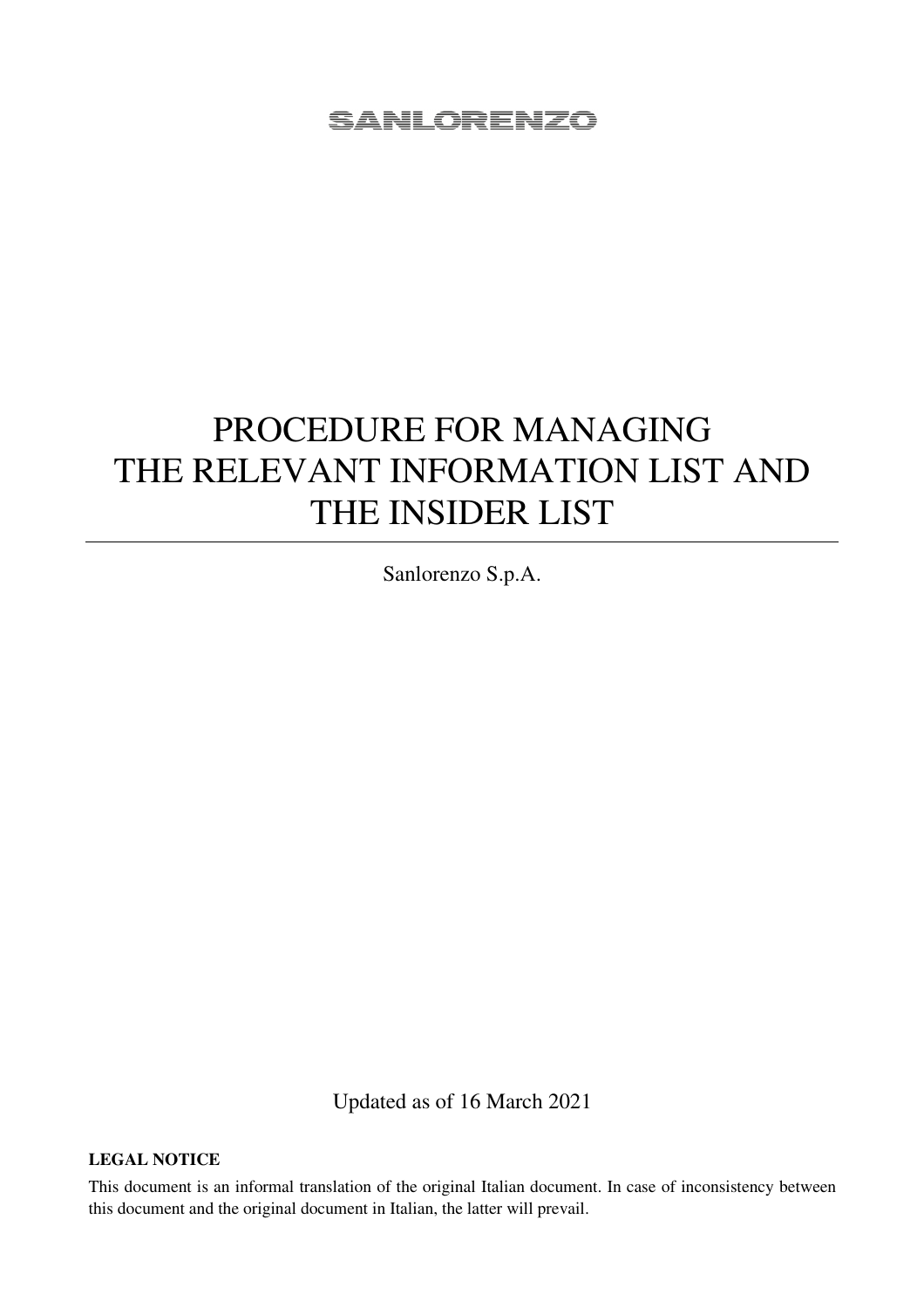SANLORENZO

# PROCEDURE FOR MANAGING THE RELEVANT INFORMATION LIST AND THE INSIDER LIST

Sanlorenzo S.p.A.

Updated as of 16 March 2021

**LEGAL NOTICE**

This document is an informal translation of the original Italian document. In case of inconsistency between this document and the original document in Italian, the latter will prevail.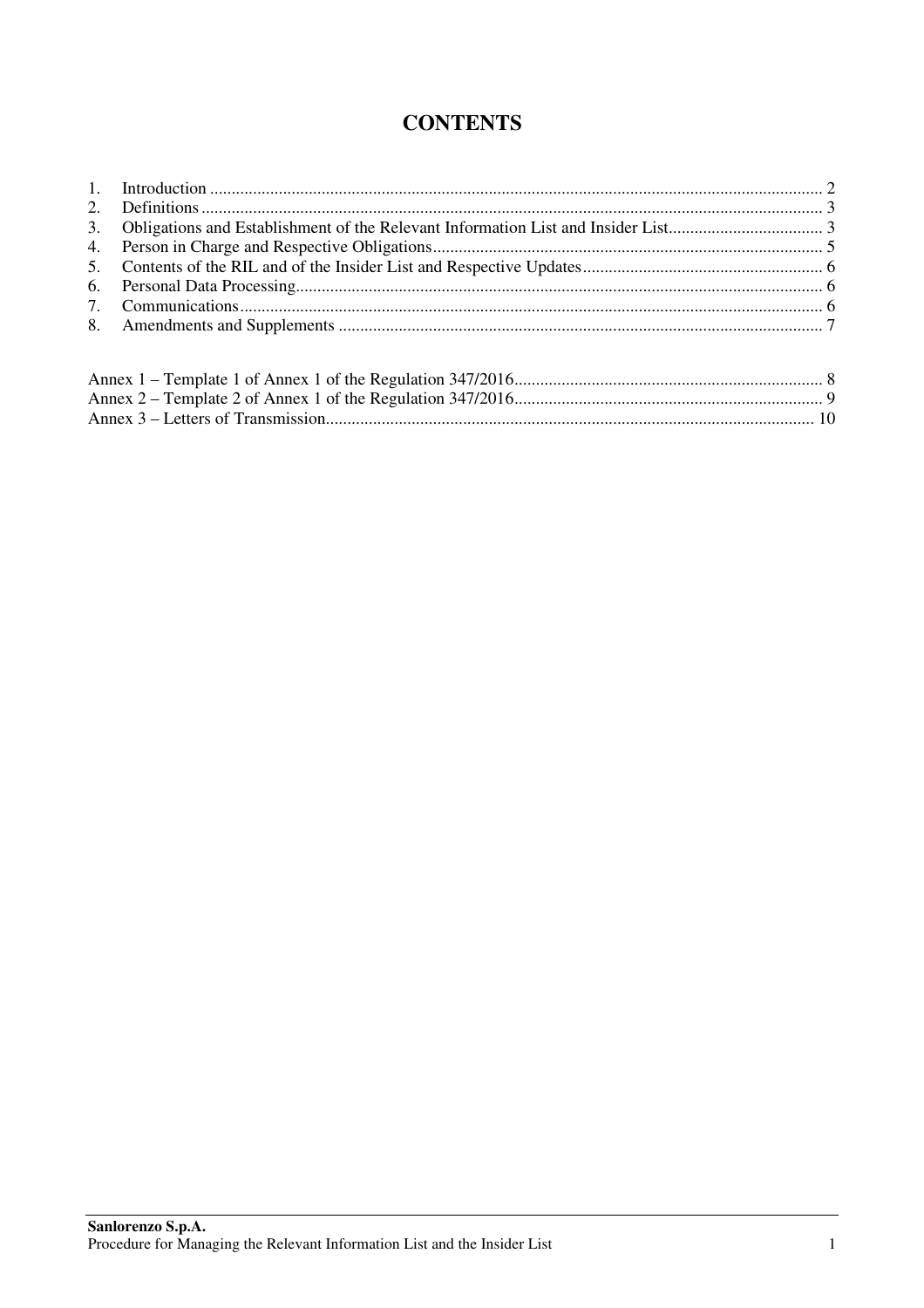# CONTENTS

1. Introduction .......... 2
2. Definitions .......... 3
3. Obligations and Establishment of the Relevant Information List and Insider List .......... 3
4. Person in Charge and Respective Obligations .......... 5
5. Contents of the RIL and of the Insider List and Respective Updates .......... 6
6. Personal Data Processing .......... 6
7. Communications .......... 6
8. Amendments and Supplements .......... 7

Annex 1 – Template 1 of Annex 1 of the Regulation 347/2016 .......... 8
Annex 2 – Template 2 of Annex 1 of the Regulation 347/2016 .......... 9
Annex 3 – Letters of Transmission .......... 10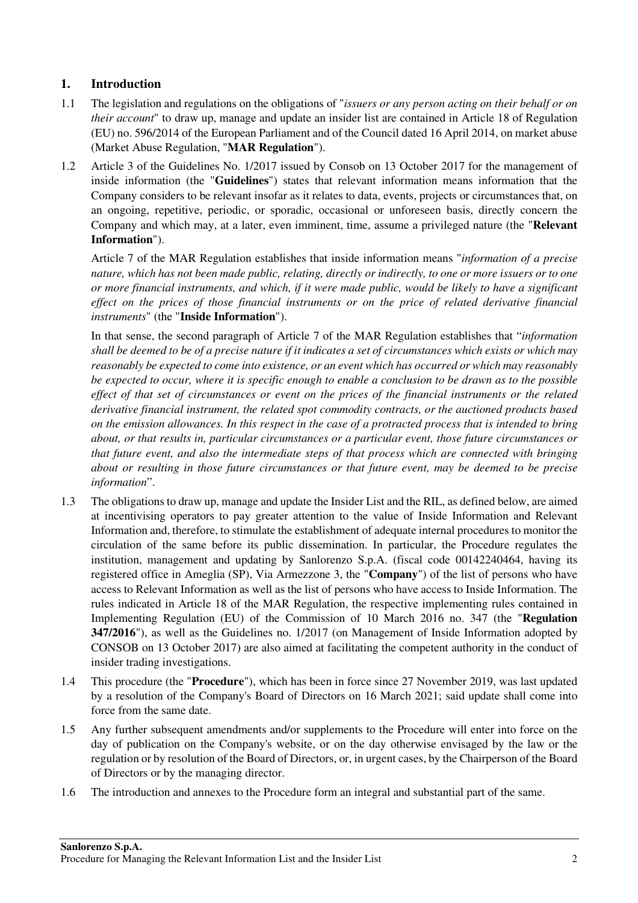## 1. Introduction

1.1 The legislation and regulations on the obligations of "*issuers or any person acting on their behalf or on their account*" to draw up, manage and update an insider list are contained in Article 18 of Regulation (EU) no. 596/2014 of the European Parliament and of the Council dated 16 April 2014, on market abuse (Market Abuse Regulation, "**MAR Regulation**").

1.2 Article 3 of the Guidelines No. 1/2017 issued by Consob on 13 October 2017 for the management of inside information (the "**Guidelines**") states that relevant information means information that the Company considers to be relevant insofar as it relates to data, events, projects or circumstances that, on an ongoing, repetitive, periodic, or sporadic, occasional or unforeseen basis, directly concern the Company and which may, at a later, even imminent, time, assume a privileged nature (the "**Relevant Information**").

Article 7 of the MAR Regulation establishes that inside information means "*information of a precise nature, which has not been made public, relating, directly or indirectly, to one or more issuers or to one or more financial instruments, and which, if it were made public, would be likely to have a significant effect on the prices of those financial instruments or on the price of related derivative financial instruments*" (the "**Inside Information**").

In that sense, the second paragraph of Article 7 of the MAR Regulation establishes that "*information shall be deemed to be of a precise nature if it indicates a set of circumstances which exists or which may reasonably be expected to come into existence, or an event which has occurred or which may reasonably be expected to occur, where it is specific enough to enable a conclusion to be drawn as to the possible effect of that set of circumstances or event on the prices of the financial instruments or the related derivative financial instrument, the related spot commodity contracts, or the auctioned products based on the emission allowances. In this respect in the case of a protracted process that is intended to bring about, or that results in, particular circumstances or a particular event, those future circumstances or that future event, and also the intermediate steps of that process which are connected with bringing about or resulting in those future circumstances or that future event, may be deemed to be precise information*".

1.3 The obligations to draw up, manage and update the Insider List and the RIL, as defined below, are aimed at incentivising operators to pay greater attention to the value of Inside Information and Relevant Information and, therefore, to stimulate the establishment of adequate internal procedures to monitor the circulation of the same before its public dissemination. In particular, the Procedure regulates the institution, management and updating by Sanlorenzo S.p.A. (fiscal code 00142240464, having its registered office in Ameglia (SP), Via Armezzone 3, the "**Company**") of the list of persons who have access to Relevant Information as well as the list of persons who have access to Inside Information. The rules indicated in Article 18 of the MAR Regulation, the respective implementing rules contained in Implementing Regulation (EU) of the Commission of 10 March 2016 no. 347 (the "**Regulation 347/2016**"), as well as the Guidelines no. 1/2017 (on Management of Inside Information adopted by CONSOB on 13 October 2017) are also aimed at facilitating the competent authority in the conduct of insider trading investigations.

1.4 This procedure (the "**Procedure**"), which has been in force since 27 November 2019, was last updated by a resolution of the Company's Board of Directors on 16 March 2021; said update shall come into force from the same date.

1.5 Any further subsequent amendments and/or supplements to the Procedure will enter into force on the day of publication on the Company's website, or on the day otherwise envisaged by the law or the regulation or by resolution of the Board of Directors, or, in urgent cases, by the Chairperson of the Board of Directors or by the managing director.

1.6 The introduction and annexes to the Procedure form an integral and substantial part of the same.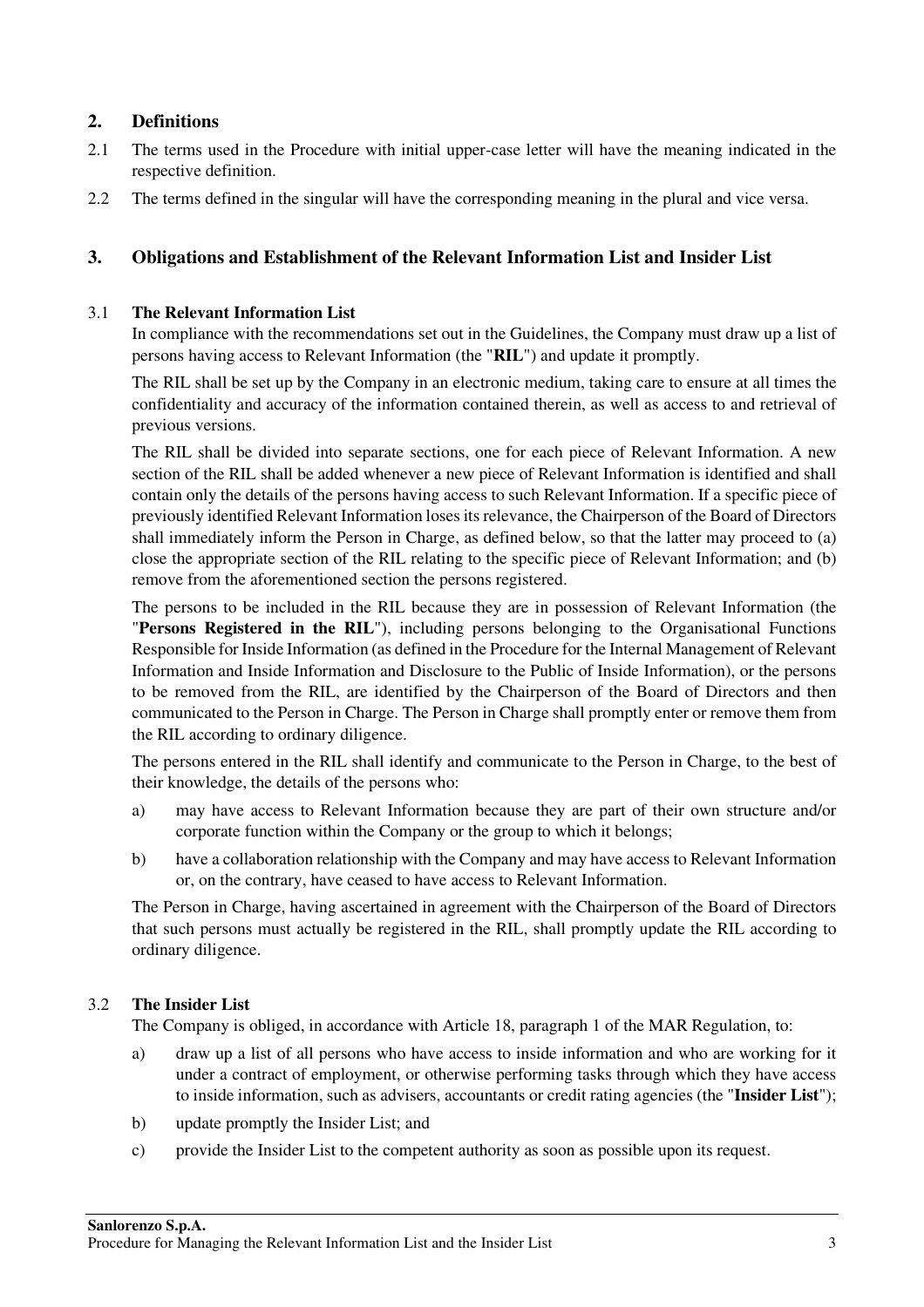## 2. Definitions

2.1 The terms used in the Procedure with initial upper-case letter will have the meaning indicated in the respective definition.

2.2 The terms defined in the singular will have the corresponding meaning in the plural and vice versa.

## 3. Obligations and Establishment of the Relevant Information List and Insider List

### 3.1 The Relevant Information List

In compliance with the recommendations set out in the Guidelines, the Company must draw up a list of persons having access to Relevant Information (the "**RIL**") and update it promptly.

The RIL shall be set up by the Company in an electronic medium, taking care to ensure at all times the confidentiality and accuracy of the information contained therein, as well as access to and retrieval of previous versions.

The RIL shall be divided into separate sections, one for each piece of Relevant Information. A new section of the RIL shall be added whenever a new piece of Relevant Information is identified and shall contain only the details of the persons having access to such Relevant Information. If a specific piece of previously identified Relevant Information loses its relevance, the Chairperson of the Board of Directors shall immediately inform the Person in Charge, as defined below, so that the latter may proceed to (a) close the appropriate section of the RIL relating to the specific piece of Relevant Information; and (b) remove from the aforementioned section the persons registered.

The persons to be included in the RIL because they are in possession of Relevant Information (the "**Persons Registered in the RIL**"), including persons belonging to the Organisational Functions Responsible for Inside Information (as defined in the Procedure for the Internal Management of Relevant Information and Inside Information and Disclosure to the Public of Inside Information), or the persons to be removed from the RIL, are identified by the Chairperson of the Board of Directors and then communicated to the Person in Charge. The Person in Charge shall promptly enter or remove them from the RIL according to ordinary diligence.

The persons entered in the RIL shall identify and communicate to the Person in Charge, to the best of their knowledge, the details of the persons who:

a) may have access to Relevant Information because they are part of their own structure and/or corporate function within the Company or the group to which it belongs;

b) have a collaboration relationship with the Company and may have access to Relevant Information or, on the contrary, have ceased to have access to Relevant Information.

The Person in Charge, having ascertained in agreement with the Chairperson of the Board of Directors that such persons must actually be registered in the RIL, shall promptly update the RIL according to ordinary diligence.

### 3.2 The Insider List

The Company is obliged, in accordance with Article 18, paragraph 1 of the MAR Regulation, to:

a) draw up a list of all persons who have access to inside information and who are working for it under a contract of employment, or otherwise performing tasks through which they have access to inside information, such as advisers, accountants or credit rating agencies (the "**Insider List**");

b) update promptly the Insider List; and

c) provide the Insider List to the competent authority as soon as possible upon its request.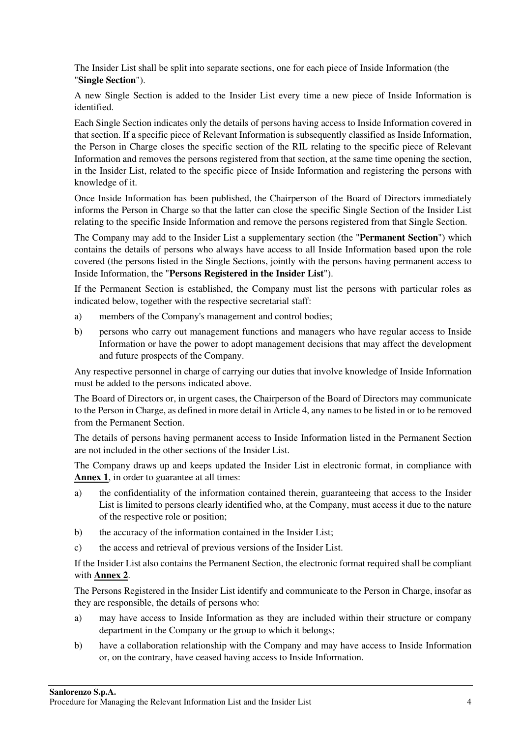The Insider List shall be split into separate sections, one for each piece of Inside Information (the "**Single Section**").

A new Single Section is added to the Insider List every time a new piece of Inside Information is identified.

Each Single Section indicates only the details of persons having access to Inside Information covered in that section. If a specific piece of Relevant Information is subsequently classified as Inside Information, the Person in Charge closes the specific section of the RIL relating to the specific piece of Relevant Information and removes the persons registered from that section, at the same time opening the section, in the Insider List, related to the specific piece of Inside Information and registering the persons with knowledge of it.

Once Inside Information has been published, the Chairperson of the Board of Directors immediately informs the Person in Charge so that the latter can close the specific Single Section of the Insider List relating to the specific Inside Information and remove the persons registered from that Single Section.

The Company may add to the Insider List a supplementary section (the "**Permanent Section**") which contains the details of persons who always have access to all Inside Information based upon the role covered (the persons listed in the Single Sections, jointly with the persons having permanent access to Inside Information, the "**Persons Registered in the Insider List**").

If the Permanent Section is established, the Company must list the persons with particular roles as indicated below, together with the respective secretarial staff:

a) members of the Company's management and control bodies;

b) persons who carry out management functions and managers who have regular access to Inside Information or have the power to adopt management decisions that may affect the development and future prospects of the Company.

Any respective personnel in charge of carrying our duties that involve knowledge of Inside Information must be added to the persons indicated above.

The Board of Directors or, in urgent cases, the Chairperson of the Board of Directors may communicate to the Person in Charge, as defined in more detail in Article 4, any names to be listed in or to be removed from the Permanent Section.

The details of persons having permanent access to Inside Information listed in the Permanent Section are not included in the other sections of the Insider List.

The Company draws up and keeps updated the Insider List in electronic format, in compliance with **Annex 1**, in order to guarantee at all times:

a) the confidentiality of the information contained therein, guaranteeing that access to the Insider List is limited to persons clearly identified who, at the Company, must access it due to the nature of the respective role or position;

b) the accuracy of the information contained in the Insider List;

c) the access and retrieval of previous versions of the Insider List.

If the Insider List also contains the Permanent Section, the electronic format required shall be compliant with **Annex 2**.

The Persons Registered in the Insider List identify and communicate to the Person in Charge, insofar as they are responsible, the details of persons who:

a) may have access to Inside Information as they are included within their structure or company department in the Company or the group to which it belongs;

b) have a collaboration relationship with the Company and may have access to Inside Information or, on the contrary, have ceased having access to Inside Information.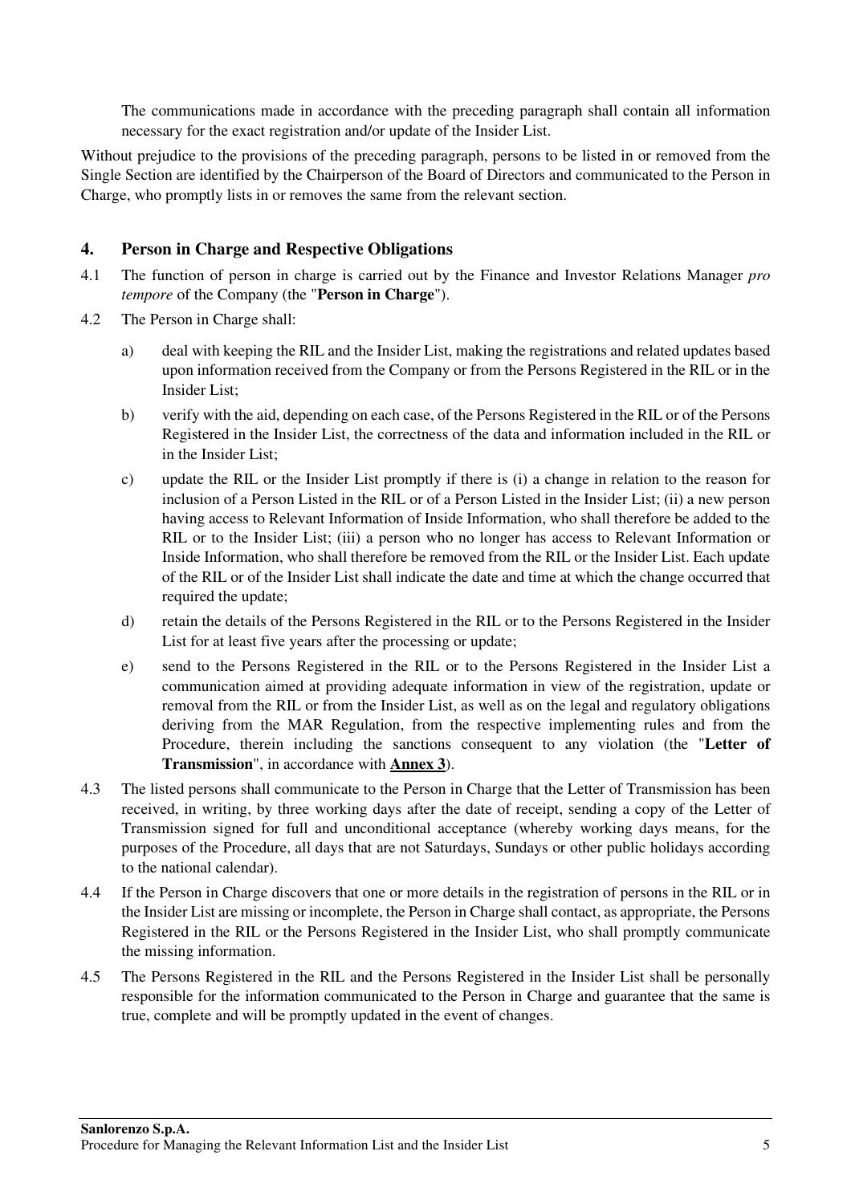The communications made in accordance with the preceding paragraph shall contain all information necessary for the exact registration and/or update of the Insider List.

Without prejudice to the provisions of the preceding paragraph, persons to be listed in or removed from the Single Section are identified by the Chairperson of the Board of Directors and communicated to the Person in Charge, who promptly lists in or removes the same from the relevant section.

## 4. Person in Charge and Respective Obligations

4.1 The function of person in charge is carried out by the Finance and Investor Relations Manager *pro tempore* of the Company (the "**Person in Charge**").

4.2 The Person in Charge shall:

a) deal with keeping the RIL and the Insider List, making the registrations and related updates based upon information received from the Company or from the Persons Registered in the RIL or in the Insider List;

b) verify with the aid, depending on each case, of the Persons Registered in the RIL or of the Persons Registered in the Insider List, the correctness of the data and information included in the RIL or in the Insider List;

c) update the RIL or the Insider List promptly if there is (i) a change in relation to the reason for inclusion of a Person Listed in the RIL or of a Person Listed in the Insider List; (ii) a new person having access to Relevant Information of Inside Information, who shall therefore be added to the RIL or to the Insider List; (iii) a person who no longer has access to Relevant Information or Inside Information, who shall therefore be removed from the RIL or the Insider List. Each update of the RIL or of the Insider List shall indicate the date and time at which the change occurred that required the update;

d) retain the details of the Persons Registered in the RIL or to the Persons Registered in the Insider List for at least five years after the processing or update;

e) send to the Persons Registered in the RIL or to the Persons Registered in the Insider List a communication aimed at providing adequate information in view of the registration, update or removal from the RIL or from the Insider List, as well as on the legal and regulatory obligations deriving from the MAR Regulation, from the respective implementing rules and from the Procedure, therein including the sanctions consequent to any violation (the "**Letter of Transmission**", in accordance with **Annex 3**).

4.3 The listed persons shall communicate to the Person in Charge that the Letter of Transmission has been received, in writing, by three working days after the date of receipt, sending a copy of the Letter of Transmission signed for full and unconditional acceptance (whereby working days means, for the purposes of the Procedure, all days that are not Saturdays, Sundays or other public holidays according to the national calendar).

4.4 If the Person in Charge discovers that one or more details in the registration of persons in the RIL or in the Insider List are missing or incomplete, the Person in Charge shall contact, as appropriate, the Persons Registered in the RIL or the Persons Registered in the Insider List, who shall promptly communicate the missing information.

4.5 The Persons Registered in the RIL and the Persons Registered in the Insider List shall be personally responsible for the information communicated to the Person in Charge and guarantee that the same is true, complete and will be promptly updated in the event of changes.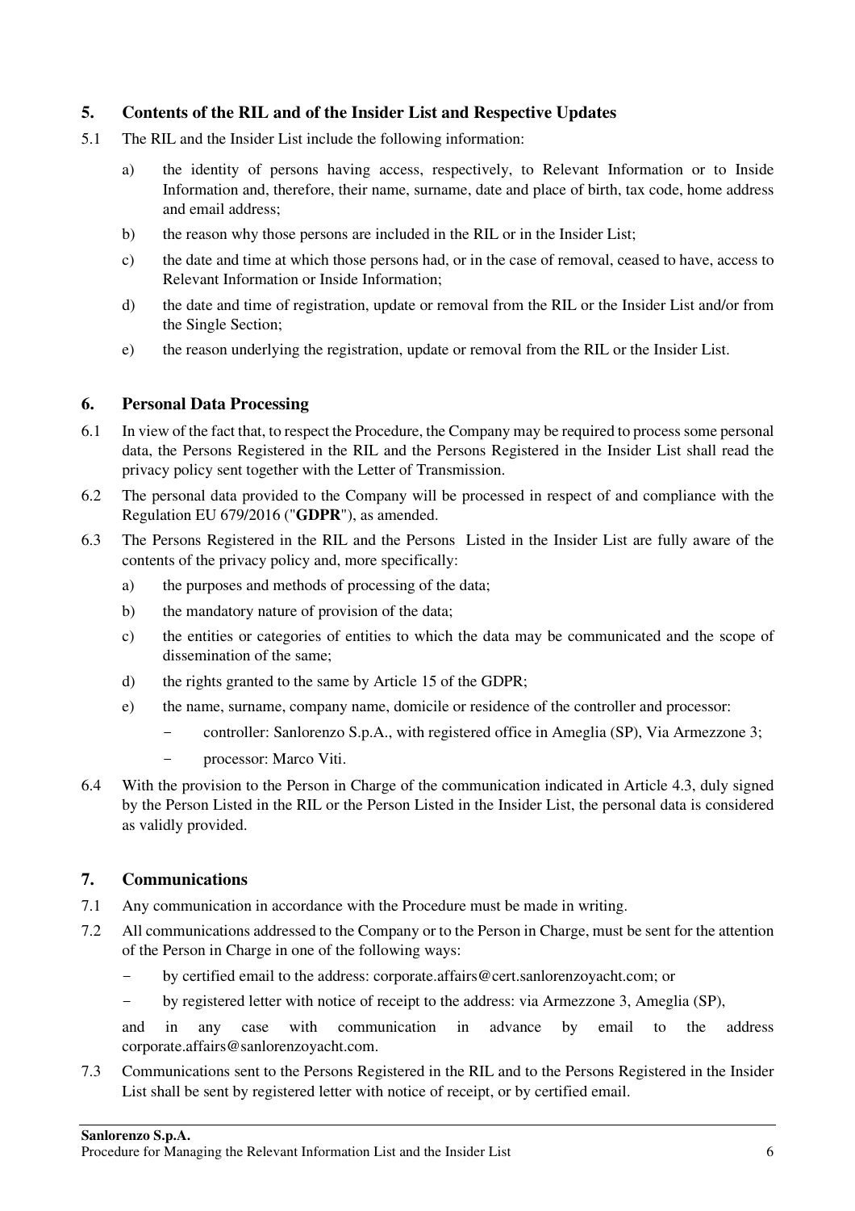## 5. Contents of the RIL and of the Insider List and Respective Updates

5.1 The RIL and the Insider List include the following information:

a) the identity of persons having access, respectively, to Relevant Information or to Inside Information and, therefore, their name, surname, date and place of birth, tax code, home address and email address;

b) the reason why those persons are included in the RIL or in the Insider List;

c) the date and time at which those persons had, or in the case of removal, ceased to have, access to Relevant Information or Inside Information;

d) the date and time of registration, update or removal from the RIL or the Insider List and/or from the Single Section;

e) the reason underlying the registration, update or removal from the RIL or the Insider List.

## 6. Personal Data Processing

6.1 In view of the fact that, to respect the Procedure, the Company may be required to process some personal data, the Persons Registered in the RIL and the Persons Registered in the Insider List shall read the privacy policy sent together with the Letter of Transmission.

6.2 The personal data provided to the Company will be processed in respect of and compliance with the Regulation EU 679/2016 ("**GDPR**"), as amended.

6.3 The Persons Registered in the RIL and the Persons Listed in the Insider List are fully aware of the contents of the privacy policy and, more specifically:

a) the purposes and methods of processing of the data;

b) the mandatory nature of provision of the data;

c) the entities or categories of entities to which the data may be communicated and the scope of dissemination of the same;

d) the rights granted to the same by Article 15 of the GDPR;

e) the name, surname, company name, domicile or residence of the controller and processor:

- controller: Sanlorenzo S.p.A., with registered office in Ameglia (SP), Via Armezzone 3;
- processor: Marco Viti.

6.4 With the provision to the Person in Charge of the communication indicated in Article 4.3, duly signed by the Person Listed in the RIL or the Person Listed in the Insider List, the personal data is considered as validly provided.

## 7. Communications

7.1 Any communication in accordance with the Procedure must be made in writing.

7.2 All communications addressed to the Company or to the Person in Charge, must be sent for the attention of the Person in Charge in one of the following ways:

- by certified email to the address: corporate.affairs@cert.sanlorenzoyacht.com; or
- by registered letter with notice of receipt to the address: via Armezzone 3, Ameglia (SP),

and in any case with communication in advance by email to the address corporate.affairs@sanlorenzoyacht.com.

7.3 Communications sent to the Persons Registered in the RIL and to the Persons Registered in the Insider List shall be sent by registered letter with notice of receipt, or by certified email.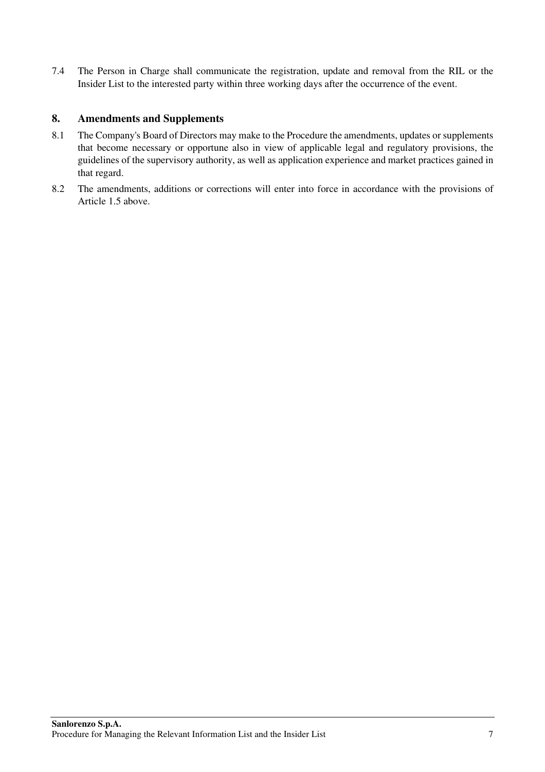7.4 The Person in Charge shall communicate the registration, update and removal from the RIL or the Insider List to the interested party within three working days after the occurrence of the event.

## 8. Amendments and Supplements

8.1 The Company's Board of Directors may make to the Procedure the amendments, updates or supplements that become necessary or opportune also in view of applicable legal and regulatory provisions, the guidelines of the supervisory authority, as well as application experience and market practices gained in that regard.

8.2 The amendments, additions or corrections will enter into force in accordance with the provisions of Article 1.5 above.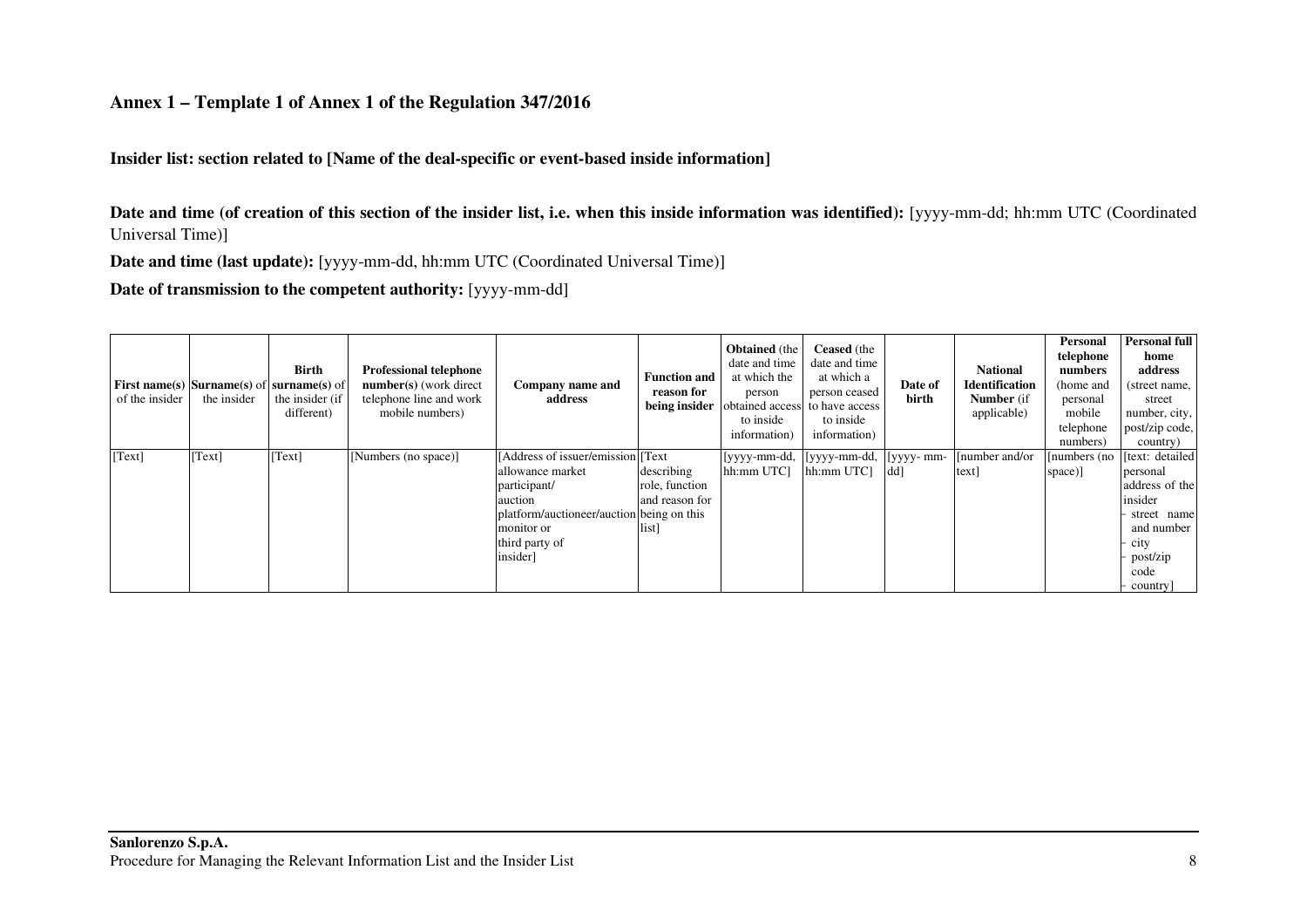## Annex 1 – Template 1 of Annex 1 of the Regulation 347/2016

**Insider list: section related to [Name of the deal-specific or event-based inside information]**

**Date and time (of creation of this section of the insider list, i.e. when this inside information was identified):** [yyyy-mm-dd; hh:mm UTC (Coordinated Universal Time)]

**Date and time (last update):** [yyyy-mm-dd, hh:mm UTC (Coordinated Universal Time)]

**Date of transmission to the competent authority:** [yyyy-mm-dd]

| **First name(s)** of the insider | **Surname(s)** of the insider | **Birth surname(s)** of the insider (if different) | **Professional telephone number(s)** (work direct telephone line and work mobile numbers) | **Company name and address** | **Function and reason for being insider** | **Obtained** (the date and time at which the person obtained access to inside information) | **Ceased** (the date and time at which a person ceased to have access to inside information) | **Date of birth** | **National Identification Number** (if applicable) | **Personal telephone numbers** (home and personal mobile telephone numbers) | **Personal full home address** (street name, street number, city, post/zip code, country) |
|---|---|---|---|---|---|---|---|---|---|---|---|
| [Text] | [Text] | [Text] | [Numbers (no space)] | [Address of issuer/emission allowance market participant/ auction platform/auctioneer/auction monitor or third party of insider] | [Text describing role, function and reason for being on this list] | [yyyy-mm-dd, hh:mm UTC] | [yyyy-mm-dd, hh:mm UTC] | [yyyy- mm-dd] | [number and/or text] | [numbers (no space)] | [text: detailed personal address of the insider<br>- street name and number<br>- city<br>- post/zip code<br>- country] |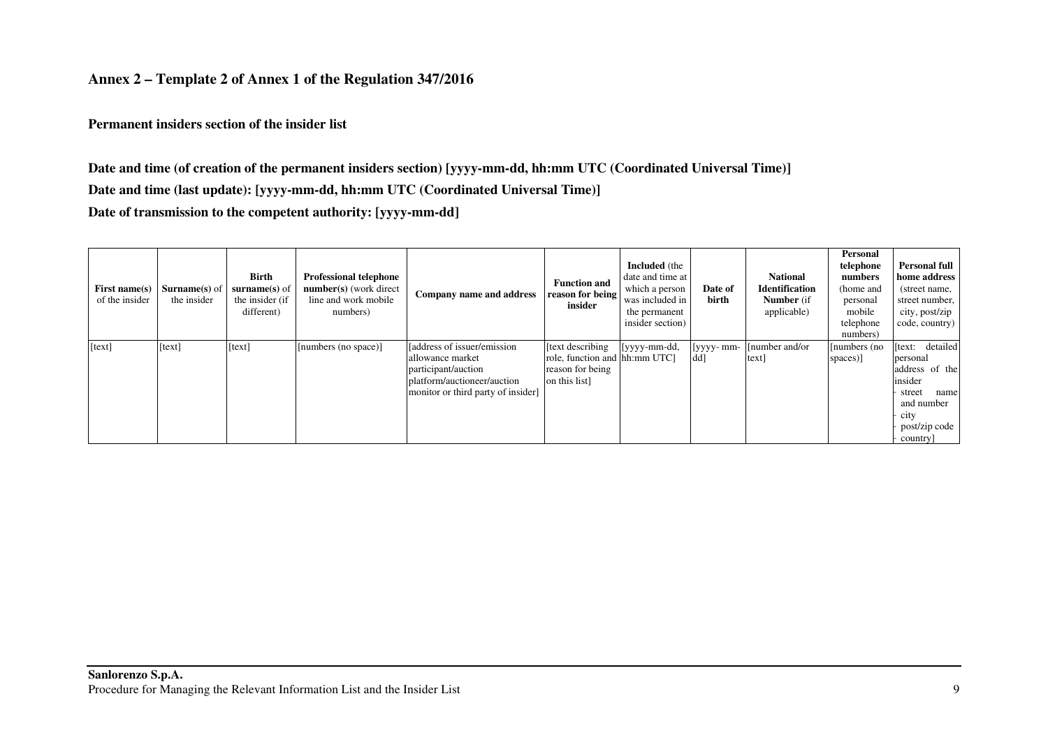## Annex 2 – Template 2 of Annex 1 of the Regulation 347/2016

**Permanent insiders section of the insider list**

**Date and time (of creation of the permanent insiders section) [yyyy-mm-dd, hh:mm UTC (Coordinated Universal Time)]**

**Date and time (last update): [yyyy-mm-dd, hh:mm UTC (Coordinated Universal Time)]**

**Date of transmission to the competent authority: [yyyy-mm-dd]**

| **First name(s)** of the insider | **Surname(s)** of the insider | **Birth surname(s)** of the insider (if different) | **Professional telephone number(s)** (work direct line and work mobile numbers) | **Company name and address** | **Function and reason for being insider** | **Included** (the date and time at which a person was included in the permanent insider section) | **Date of birth** | **National Identification Number** (if applicable) | **Personal telephone numbers** (home and personal mobile telephone numbers) | **Personal full home address** (street name, street number, city, post/zip code, country) |
|---|---|---|---|---|---|---|---|---|---|---|
| [text] | [text] | [text] | [numbers (no space)] | [address of issuer/emission allowance market participant/auction platform/auctioneer/auction monitor or third party of insider] | [text describing role, function and reason for being on this list] | [yyyy-mm-dd, hh:mm UTC] | [yyyy- mm-dd] | [number and/or text] | [numbers (no spaces)] | [text: detailed personal address of the insider<br>- street name and number<br>- city<br>- post/zip code<br>- country] |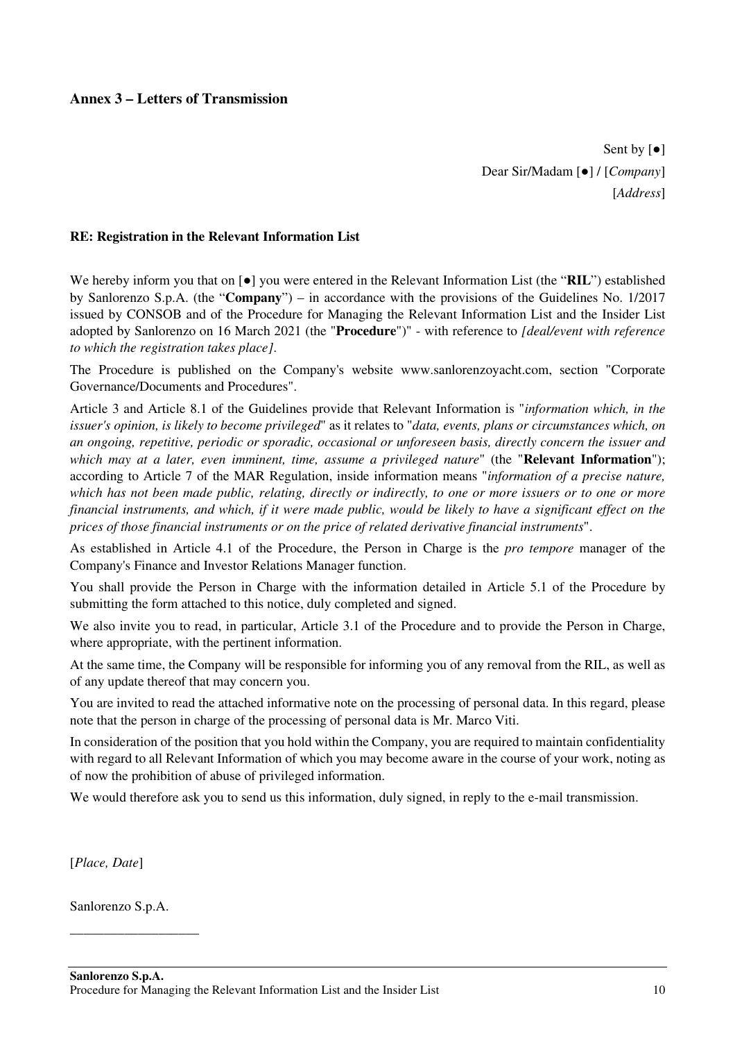## Annex 3 – Letters of Transmission

Sent by [●]
Dear Sir/Madam [●] / [*Company*]
[*Address*]

**RE: Registration in the Relevant Information List**

We hereby inform you that on [●] you were entered in the Relevant Information List (the "**RIL**") established by Sanlorenzo S.p.A. (the "**Company**") – in accordance with the provisions of the Guidelines No. 1/2017 issued by CONSOB and of the Procedure for Managing the Relevant Information List and the Insider List adopted by Sanlorenzo on 16 March 2021 (the "**Procedure**")" - with reference to *[deal/event with reference to which the registration takes place]*.

The Procedure is published on the Company's website www.sanlorenzoyacht.com, section "Corporate Governance/Documents and Procedures".

Article 3 and Article 8.1 of the Guidelines provide that Relevant Information is "*information which, in the issuer's opinion, is likely to become privileged*" as it relates to "*data, events, plans or circumstances which, on an ongoing, repetitive, periodic or sporadic, occasional or unforeseen basis, directly concern the issuer and which may at a later, even imminent, time, assume a privileged nature*" (the "**Relevant Information**"); according to Article 7 of the MAR Regulation, inside information means "*information of a precise nature, which has not been made public, relating, directly or indirectly, to one or more issuers or to one or more financial instruments, and which, if it were made public, would be likely to have a significant effect on the prices of those financial instruments or on the price of related derivative financial instruments*".

As established in Article 4.1 of the Procedure, the Person in Charge is the *pro tempore* manager of the Company's Finance and Investor Relations Manager function.

You shall provide the Person in Charge with the information detailed in Article 5.1 of the Procedure by submitting the form attached to this notice, duly completed and signed.

We also invite you to read, in particular, Article 3.1 of the Procedure and to provide the Person in Charge, where appropriate, with the pertinent information.

At the same time, the Company will be responsible for informing you of any removal from the RIL, as well as of any update thereof that may concern you.

You are invited to read the attached informative note on the processing of personal data. In this regard, please note that the person in charge of the processing of personal data is Mr. Marco Viti.

In consideration of the position that you hold within the Company, you are required to maintain confidentiality with regard to all Relevant Information of which you may become aware in the course of your work, noting as of now the prohibition of abuse of privileged information.

We would therefore ask you to send us this information, duly signed, in reply to the e-mail transmission.

[*Place, Date*]

Sanlorenzo S.p.A.

\_\_\_\_\_\_\_\_\_\_\_\_\_\_\_\_\_\_\_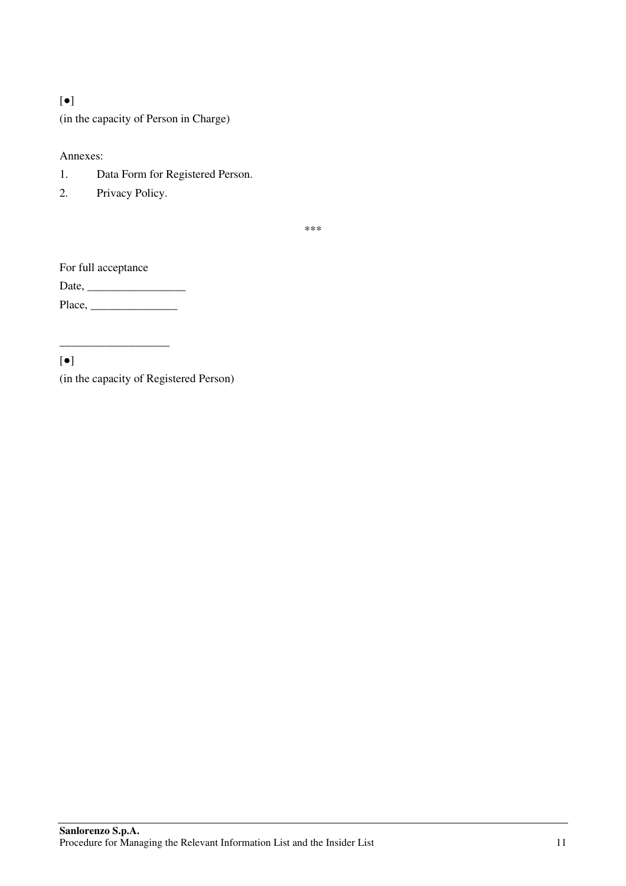[●]

(in the capacity of Person in Charge)

Annexes:

1. Data Form for Registered Person.
2. Privacy Policy.

\*\*\*

For full acceptance

Date, ________________

Place, ______________

__________________

[●]

(in the capacity of Registered Person)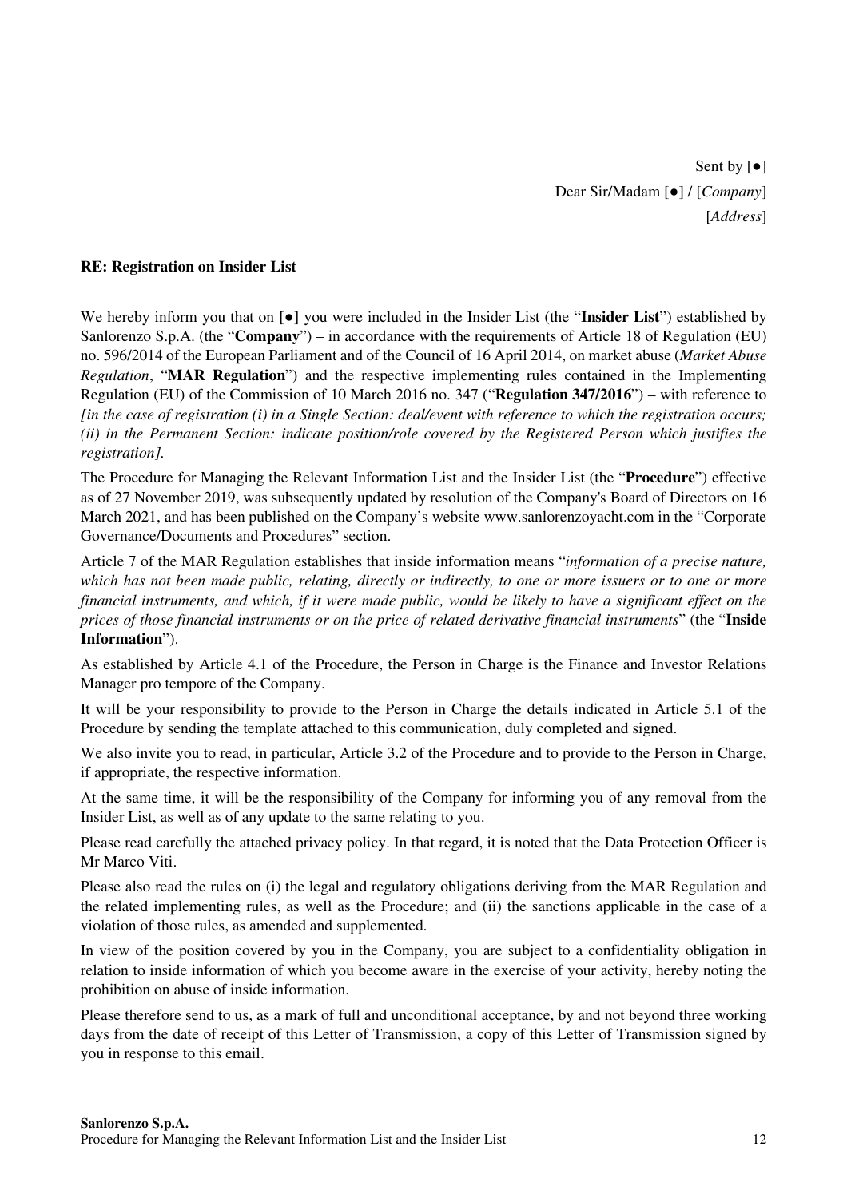Sent by [●]  
Dear Sir/Madam [●] / [*Company*]  
[*Address*]

**RE: Registration on Insider List**

We hereby inform you that on [●] you were included in the Insider List (the "**Insider List**") established by Sanlorenzo S.p.A. (the "**Company**") – in accordance with the requirements of Article 18 of Regulation (EU) no. 596/2014 of the European Parliament and of the Council of 16 April 2014, on market abuse (*Market Abuse Regulation*, "**MAR Regulation**") and the respective implementing rules contained in the Implementing Regulation (EU) of the Commission of 10 March 2016 no. 347 ("**Regulation 347/2016**") – with reference to *[in the case of registration (i) in a Single Section: deal/event with reference to which the registration occurs; (ii) in the Permanent Section: indicate position/role covered by the Registered Person which justifies the registration].*

The Procedure for Managing the Relevant Information List and the Insider List (the "**Procedure**") effective as of 27 November 2019, was subsequently updated by resolution of the Company's Board of Directors on 16 March 2021, and has been published on the Company's website www.sanlorenzoyacht.com in the "Corporate Governance/Documents and Procedures" section.

Article 7 of the MAR Regulation establishes that inside information means "*information of a precise nature, which has not been made public, relating, directly or indirectly, to one or more issuers or to one or more financial instruments, and which, if it were made public, would be likely to have a significant effect on the prices of those financial instruments or on the price of related derivative financial instruments*" (the "**Inside Information**").

As established by Article 4.1 of the Procedure, the Person in Charge is the Finance and Investor Relations Manager pro tempore of the Company.

It will be your responsibility to provide to the Person in Charge the details indicated in Article 5.1 of the Procedure by sending the template attached to this communication, duly completed and signed.

We also invite you to read, in particular, Article 3.2 of the Procedure and to provide to the Person in Charge, if appropriate, the respective information.

At the same time, it will be the responsibility of the Company for informing you of any removal from the Insider List, as well as of any update to the same relating to you.

Please read carefully the attached privacy policy. In that regard, it is noted that the Data Protection Officer is Mr Marco Viti.

Please also read the rules on (i) the legal and regulatory obligations deriving from the MAR Regulation and the related implementing rules, as well as the Procedure; and (ii) the sanctions applicable in the case of a violation of those rules, as amended and supplemented.

In view of the position covered by you in the Company, you are subject to a confidentiality obligation in relation to inside information of which you become aware in the exercise of your activity, hereby noting the prohibition on abuse of inside information.

Please therefore send to us, as a mark of full and unconditional acceptance, by and not beyond three working days from the date of receipt of this Letter of Transmission, a copy of this Letter of Transmission signed by you in response to this email.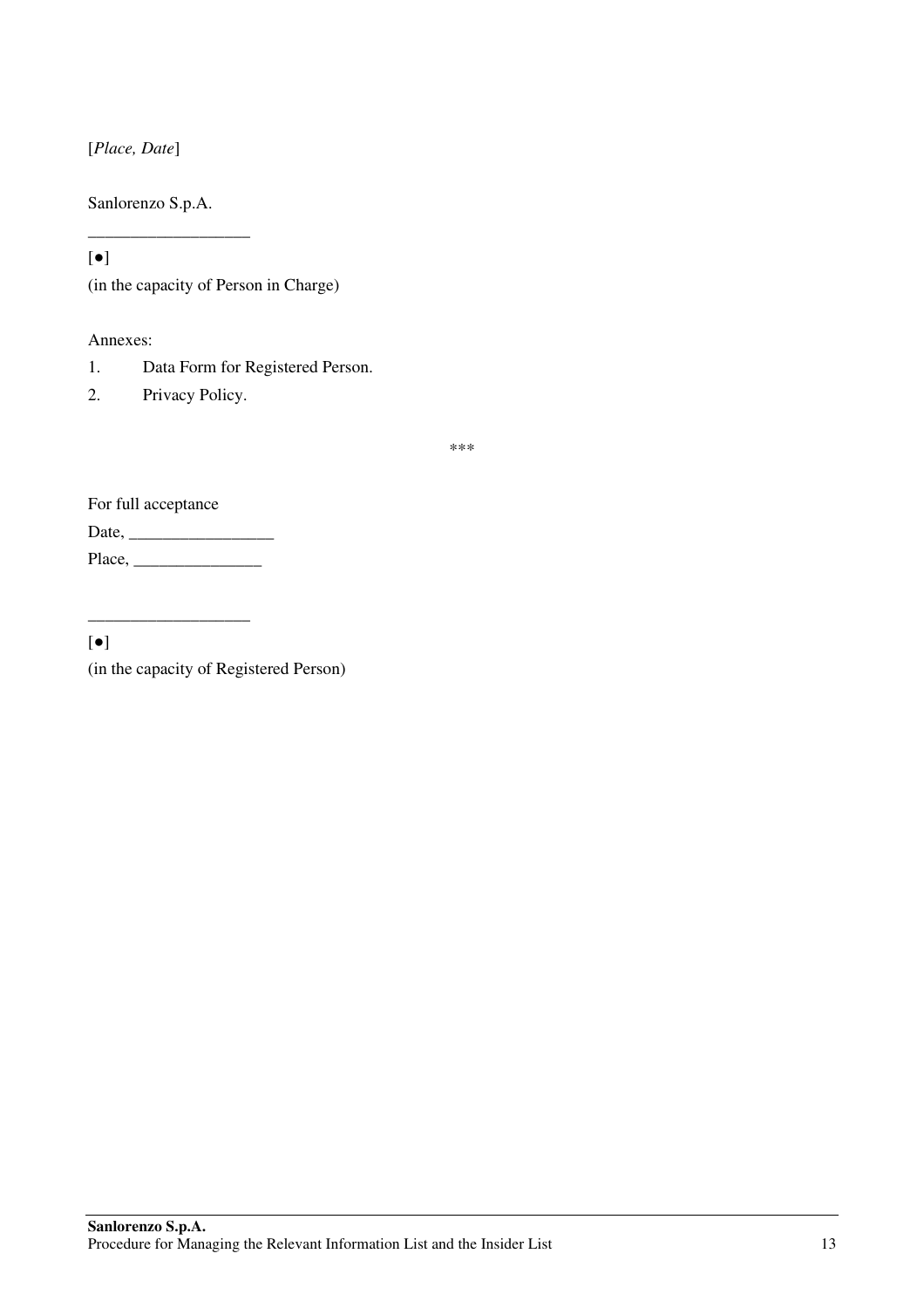[*Place, Date*]

Sanlorenzo S.p.A.

__________________

[●]

(in the capacity of Person in Charge)

Annexes:

1. Data Form for Registered Person.
2. Privacy Policy.

\*\*\*

For full acceptance

Date, ________________

Place, _______________

__________________

[●]

(in the capacity of Registered Person)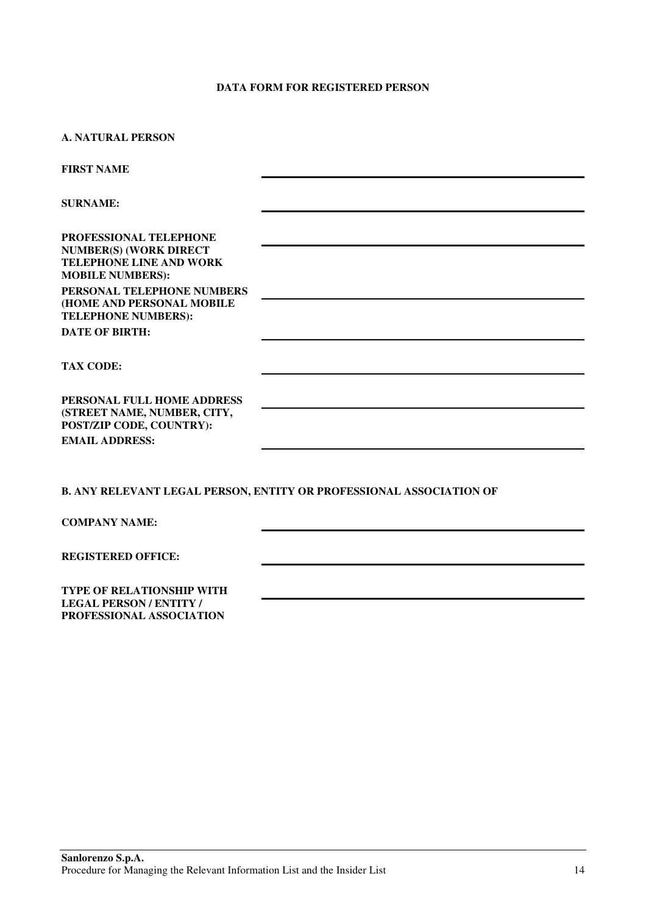**DATA FORM FOR REGISTERED PERSON**

**A. NATURAL PERSON**

**FIRST NAME** ______________________________

**SURNAME:** ______________________________

**PROFESSIONAL TELEPHONE NUMBER(S) (WORK DIRECT TELEPHONE LINE AND WORK MOBILE NUMBERS):** ______________________________

**PERSONAL TELEPHONE NUMBERS (HOME AND PERSONAL MOBILE TELEPHONE NUMBERS):** ______________________________

**DATE OF BIRTH:** ______________________________

**TAX CODE:** ______________________________

**PERSONAL FULL HOME ADDRESS (STREET NAME, NUMBER, CITY, POST/ZIP CODE, COUNTRY):** ______________________________

**EMAIL ADDRESS:** ______________________________

**B. ANY RELEVANT LEGAL PERSON, ENTITY OR PROFESSIONAL ASSOCIATION OF**

**COMPANY NAME:** ______________________________

**REGISTERED OFFICE:** ______________________________

**TYPE OF RELATIONSHIP WITH LEGAL PERSON / ENTITY / PROFESSIONAL ASSOCIATION** ______________________________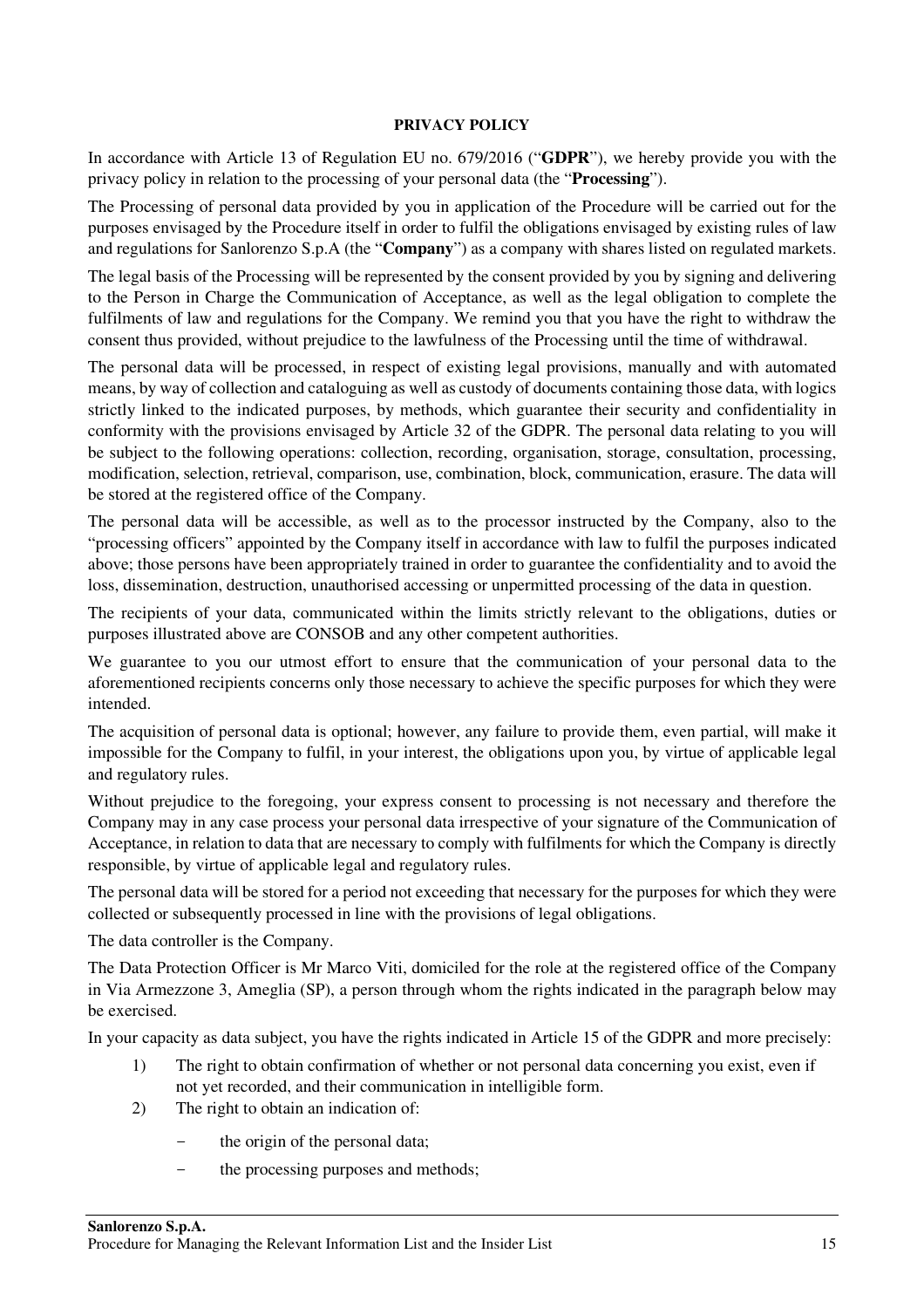**PRIVACY POLICY**

In accordance with Article 13 of Regulation EU no. 679/2016 ("**GDPR**"), we hereby provide you with the privacy policy in relation to the processing of your personal data (the "**Processing**").

The Processing of personal data provided by you in application of the Procedure will be carried out for the purposes envisaged by the Procedure itself in order to fulfil the obligations envisaged by existing rules of law and regulations for Sanlorenzo S.p.A (the "**Company**") as a company with shares listed on regulated markets.

The legal basis of the Processing will be represented by the consent provided by you by signing and delivering to the Person in Charge the Communication of Acceptance, as well as the legal obligation to complete the fulfilments of law and regulations for the Company. We remind you that you have the right to withdraw the consent thus provided, without prejudice to the lawfulness of the Processing until the time of withdrawal.

The personal data will be processed, in respect of existing legal provisions, manually and with automated means, by way of collection and cataloguing as well as custody of documents containing those data, with logics strictly linked to the indicated purposes, by methods, which guarantee their security and confidentiality in conformity with the provisions envisaged by Article 32 of the GDPR. The personal data relating to you will be subject to the following operations: collection, recording, organisation, storage, consultation, processing, modification, selection, retrieval, comparison, use, combination, block, communication, erasure. The data will be stored at the registered office of the Company.

The personal data will be accessible, as well as to the processor instructed by the Company, also to the "processing officers" appointed by the Company itself in accordance with law to fulfil the purposes indicated above; those persons have been appropriately trained in order to guarantee the confidentiality and to avoid the loss, dissemination, destruction, unauthorised accessing or unpermitted processing of the data in question.

The recipients of your data, communicated within the limits strictly relevant to the obligations, duties or purposes illustrated above are CONSOB and any other competent authorities.

We guarantee to you our utmost effort to ensure that the communication of your personal data to the aforementioned recipients concerns only those necessary to achieve the specific purposes for which they were intended.

The acquisition of personal data is optional; however, any failure to provide them, even partial, will make it impossible for the Company to fulfil, in your interest, the obligations upon you, by virtue of applicable legal and regulatory rules.

Without prejudice to the foregoing, your express consent to processing is not necessary and therefore the Company may in any case process your personal data irrespective of your signature of the Communication of Acceptance, in relation to data that are necessary to comply with fulfilments for which the Company is directly responsible, by virtue of applicable legal and regulatory rules.

The personal data will be stored for a period not exceeding that necessary for the purposes for which they were collected or subsequently processed in line with the provisions of legal obligations.

The data controller is the Company.

The Data Protection Officer is Mr Marco Viti, domiciled for the role at the registered office of the Company in Via Armezzone 3, Ameglia (SP), a person through whom the rights indicated in the paragraph below may be exercised.

In your capacity as data subject, you have the rights indicated in Article 15 of the GDPR and more precisely:

1) The right to obtain confirmation of whether or not personal data concerning you exist, even if not yet recorded, and their communication in intelligible form.
2) The right to obtain an indication of:
   - the origin of the personal data;
   - the processing purposes and methods;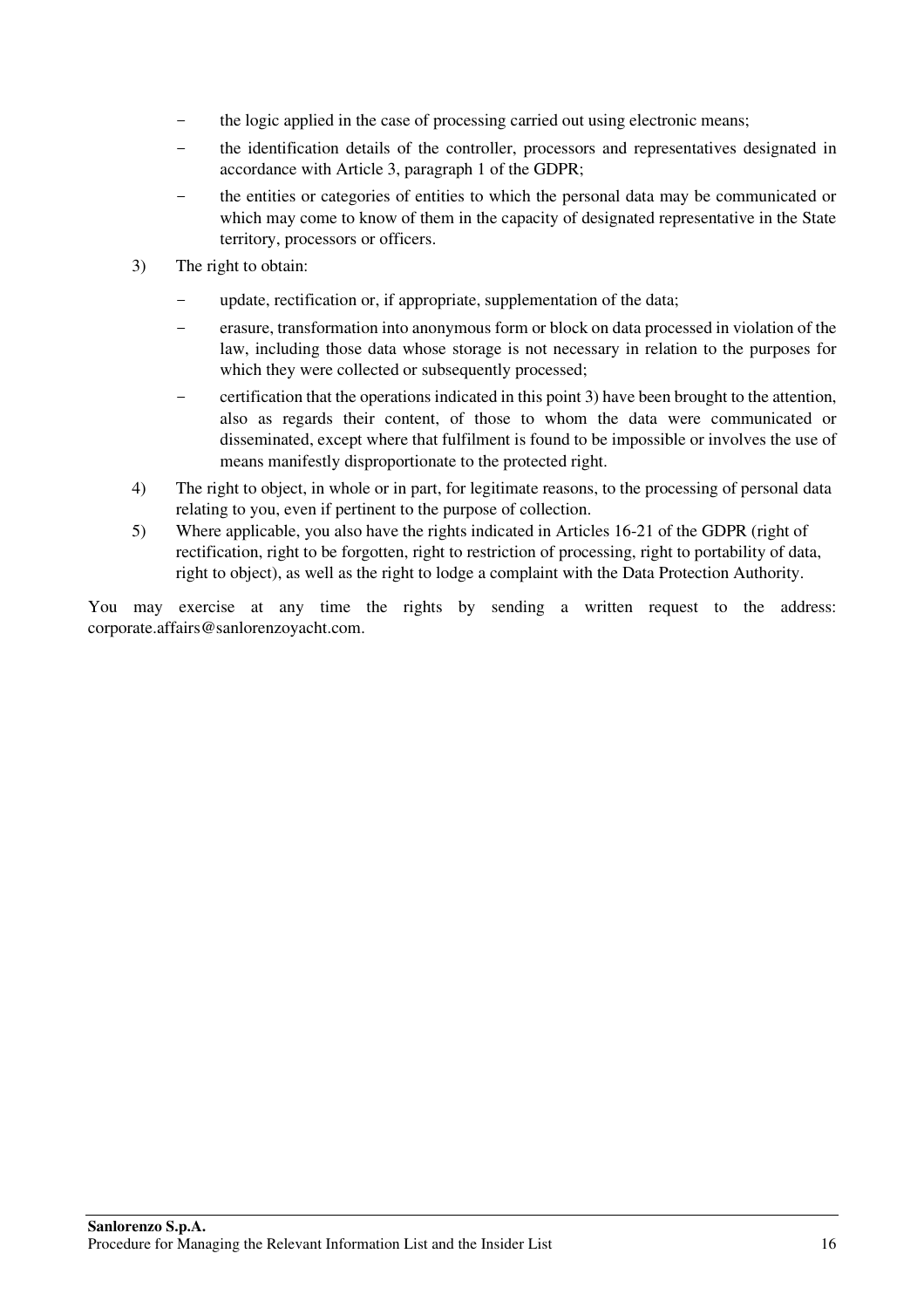- the logic applied in the case of processing carried out using electronic means;
- the identification details of the controller, processors and representatives designated in accordance with Article 3, paragraph 1 of the GDPR;
- the entities or categories of entities to which the personal data may be communicated or which may come to know of them in the capacity of designated representative in the State territory, processors or officers.

3) The right to obtain:

   - update, rectification or, if appropriate, supplementation of the data;
   - erasure, transformation into anonymous form or block on data processed in violation of the law, including those data whose storage is not necessary in relation to the purposes for which they were collected or subsequently processed;
   - certification that the operations indicated in this point 3) have been brought to the attention, also as regards their content, of those to whom the data were communicated or disseminated, except where that fulfilment is found to be impossible or involves the use of means manifestly disproportionate to the protected right.

4) The right to object, in whole or in part, for legitimate reasons, to the processing of personal data relating to you, even if pertinent to the purpose of collection.

5) Where applicable, you also have the rights indicated in Articles 16-21 of the GDPR (right of rectification, right to be forgotten, right to restriction of processing, right to portability of data, right to object), as well as the right to lodge a complaint with the Data Protection Authority.

You may exercise at any time the rights by sending a written request to the address: corporate.affairs@sanlorenzoyacht.com.